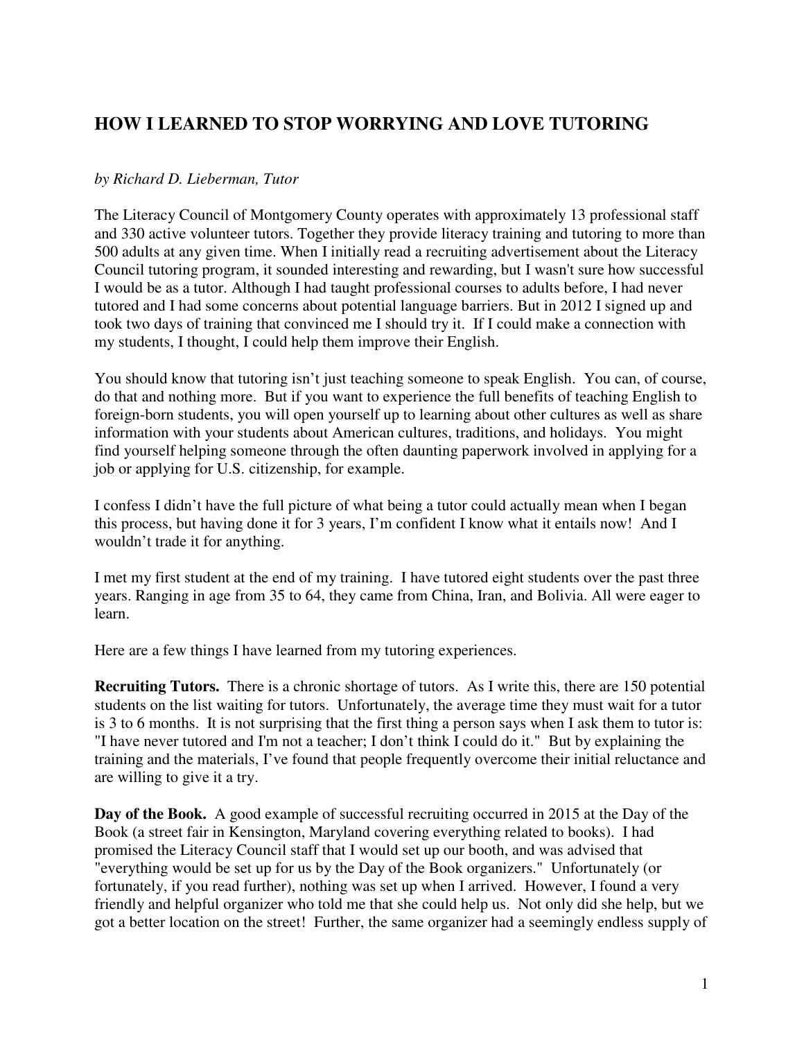# HOW I LEARNED TO STOP WORRYING AND LOVE TUTORING

*by Richard D. Lieberman, Tutor*

The Literacy Council of Montgomery County operates with approximately 13 professional staff and 330 active volunteer tutors. Together they provide literacy training and tutoring to more than 500 adults at any given time. When I initially read a recruiting advertisement about the Literacy Council tutoring program, it sounded interesting and rewarding, but I wasn't sure how successful I would be as a tutor. Although I had taught professional courses to adults before, I had never tutored and I had some concerns about potential language barriers. But in 2012 I signed up and took two days of training that convinced me I should try it. If I could make a connection with my students, I thought, I could help them improve their English.

You should know that tutoring isn't just teaching someone to speak English. You can, of course, do that and nothing more. But if you want to experience the full benefits of teaching English to foreign-born students, you will open yourself up to learning about other cultures as well as share information with your students about American cultures, traditions, and holidays. You might find yourself helping someone through the often daunting paperwork involved in applying for a job or applying for U.S. citizenship, for example.

I confess I didn't have the full picture of what being a tutor could actually mean when I began this process, but having done it for 3 years, I'm confident I know what it entails now! And I wouldn't trade it for anything.

I met my first student at the end of my training. I have tutored eight students over the past three years. Ranging in age from 35 to 64, they came from China, Iran, and Bolivia. All were eager to learn.

Here are a few things I have learned from my tutoring experiences.

**Recruiting Tutors.** There is a chronic shortage of tutors. As I write this, there are 150 potential students on the list waiting for tutors. Unfortunately, the average time they must wait for a tutor is 3 to 6 months. It is not surprising that the first thing a person says when I ask them to tutor is: "I have never tutored and I'm not a teacher; I don't think I could do it." But by explaining the training and the materials, I've found that people frequently overcome their initial reluctance and are willing to give it a try.

**Day of the Book.** A good example of successful recruiting occurred in 2015 at the Day of the Book (a street fair in Kensington, Maryland covering everything related to books). I had promised the Literacy Council staff that I would set up our booth, and was advised that "everything would be set up for us by the Day of the Book organizers." Unfortunately (or fortunately, if you read further), nothing was set up when I arrived. However, I found a very friendly and helpful organizer who told me that she could help us. Not only did she help, but we got a better location on the street! Further, the same organizer had a seemingly endless supply of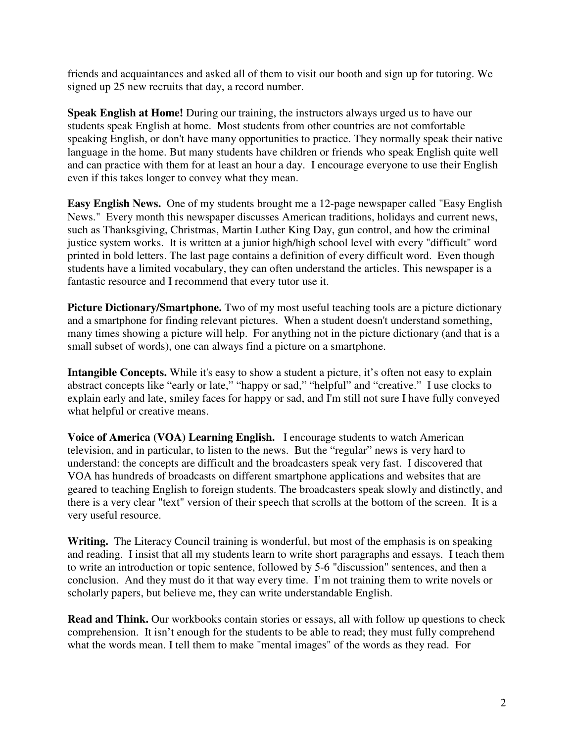friends and acquaintances and asked all of them to visit our booth and sign up for tutoring. We signed up 25 new recruits that day, a record number.

**Speak English at Home!** During our training, the instructors always urged us to have our students speak English at home. Most students from other countries are not comfortable speaking English, or don't have many opportunities to practice. They normally speak their native language in the home. But many students have children or friends who speak English quite well and can practice with them for at least an hour a day. I encourage everyone to use their English even if this takes longer to convey what they mean.

**Easy English News.** One of my students brought me a 12-page newspaper called "Easy English News." Every month this newspaper discusses American traditions, holidays and current news, such as Thanksgiving, Christmas, Martin Luther King Day, gun control, and how the criminal justice system works. It is written at a junior high/high school level with every "difficult" word printed in bold letters. The last page contains a definition of every difficult word. Even though students have a limited vocabulary, they can often understand the articles. This newspaper is a fantastic resource and I recommend that every tutor use it.

**Picture Dictionary/Smartphone.** Two of my most useful teaching tools are a picture dictionary and a smartphone for finding relevant pictures. When a student doesn't understand something, many times showing a picture will help. For anything not in the picture dictionary (and that is a small subset of words), one can always find a picture on a smartphone.

**Intangible Concepts.** While it's easy to show a student a picture, it's often not easy to explain abstract concepts like "early or late," "happy or sad," "helpful" and "creative." I use clocks to explain early and late, smiley faces for happy or sad, and I'm still not sure I have fully conveyed what helpful or creative means.

**Voice of America (VOA) Learning English.** I encourage students to watch American television, and in particular, to listen to the news. But the "regular" news is very hard to understand: the concepts are difficult and the broadcasters speak very fast. I discovered that VOA has hundreds of broadcasts on different smartphone applications and websites that are geared to teaching English to foreign students. The broadcasters speak slowly and distinctly, and there is a very clear "text" version of their speech that scrolls at the bottom of the screen. It is a very useful resource.

**Writing.** The Literacy Council training is wonderful, but most of the emphasis is on speaking and reading. I insist that all my students learn to write short paragraphs and essays. I teach them to write an introduction or topic sentence, followed by 5-6 "discussion" sentences, and then a conclusion. And they must do it that way every time. I'm not training them to write novels or scholarly papers, but believe me, they can write understandable English.

**Read and Think.** Our workbooks contain stories or essays, all with follow up questions to check comprehension. It isn't enough for the students to be able to read; they must fully comprehend what the words mean. I tell them to make "mental images" of the words as they read. For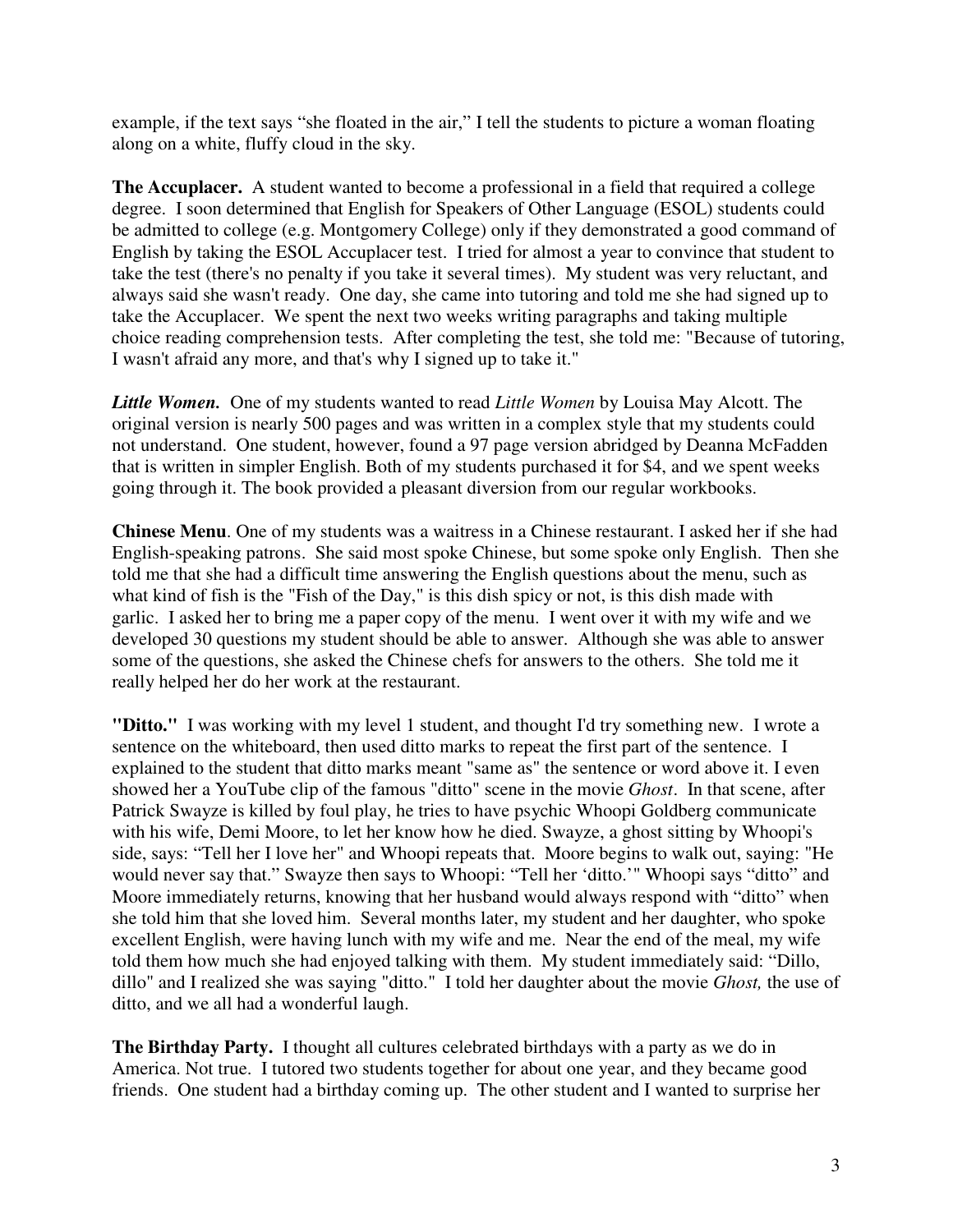example, if the text says "she floated in the air," I tell the students to picture a woman floating along on a white, fluffy cloud in the sky.

**The Accuplacer.** A student wanted to become a professional in a field that required a college degree. I soon determined that English for Speakers of Other Language (ESOL) students could be admitted to college (e.g. Montgomery College) only if they demonstrated a good command of English by taking the ESOL Accuplacer test. I tried for almost a year to convince that student to take the test (there's no penalty if you take it several times). My student was very reluctant, and always said she wasn't ready. One day, she came into tutoring and told me she had signed up to take the Accuplacer. We spent the next two weeks writing paragraphs and taking multiple choice reading comprehension tests. After completing the test, she told me: "Because of tutoring, I wasn't afraid any more, and that's why I signed up to take it."

***Little Women.*** One of my students wanted to read *Little Women* by Louisa May Alcott. The original version is nearly 500 pages and was written in a complex style that my students could not understand. One student, however, found a 97 page version abridged by Deanna McFadden that is written in simpler English. Both of my students purchased it for $4, and we spent weeks going through it. The book provided a pleasant diversion from our regular workbooks.

**Chinese Menu**. One of my students was a waitress in a Chinese restaurant. I asked her if she had English-speaking patrons. She said most spoke Chinese, but some spoke only English. Then she told me that she had a difficult time answering the English questions about the menu, such as what kind of fish is the "Fish of the Day," is this dish spicy or not, is this dish made with garlic. I asked her to bring me a paper copy of the menu. I went over it with my wife and we developed 30 questions my student should be able to answer. Although she was able to answer some of the questions, she asked the Chinese chefs for answers to the others. She told me it really helped her do her work at the restaurant.

**"Ditto."** I was working with my level 1 student, and thought I'd try something new. I wrote a sentence on the whiteboard, then used ditto marks to repeat the first part of the sentence. I explained to the student that ditto marks meant "same as" the sentence or word above it. I even showed her a YouTube clip of the famous "ditto" scene in the movie *Ghost*. In that scene, after Patrick Swayze is killed by foul play, he tries to have psychic Whoopi Goldberg communicate with his wife, Demi Moore, to let her know how he died. Swayze, a ghost sitting by Whoopi's side, says: "Tell her I love her" and Whoopi repeats that. Moore begins to walk out, saying: "He would never say that." Swayze then says to Whoopi: "Tell her 'ditto.'" Whoopi says "ditto" and Moore immediately returns, knowing that her husband would always respond with "ditto" when she told him that she loved him. Several months later, my student and her daughter, who spoke excellent English, were having lunch with my wife and me. Near the end of the meal, my wife told them how much she had enjoyed talking with them. My student immediately said: "Dillo, dillo" and I realized she was saying "ditto." I told her daughter about the movie *Ghost,* the use of ditto, and we all had a wonderful laugh.

**The Birthday Party.** I thought all cultures celebrated birthdays with a party as we do in America. Not true. I tutored two students together for about one year, and they became good friends. One student had a birthday coming up. The other student and I wanted to surprise her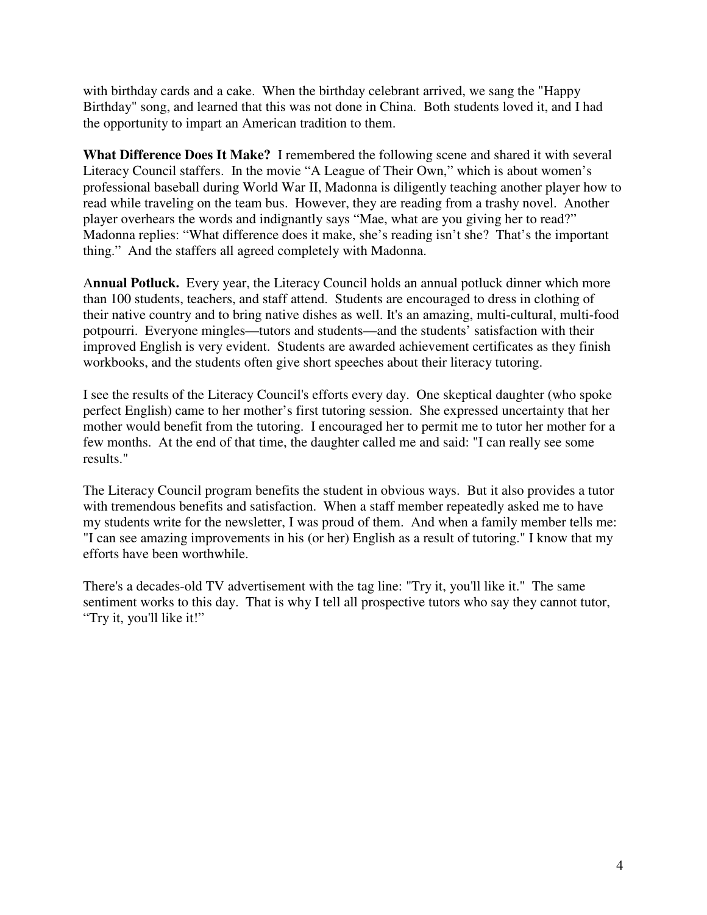with birthday cards and a cake. When the birthday celebrant arrived, we sang the "Happy Birthday" song, and learned that this was not done in China. Both students loved it, and I had the opportunity to impart an American tradition to them.

**What Difference Does It Make?** I remembered the following scene and shared it with several Literacy Council staffers. In the movie "A League of Their Own," which is about women's professional baseball during World War II, Madonna is diligently teaching another player how to read while traveling on the team bus. However, they are reading from a trashy novel. Another player overhears the words and indignantly says "Mae, what are you giving her to read?" Madonna replies: "What difference does it make, she's reading isn't she? That's the important thing." And the staffers all agreed completely with Madonna.

A**nnual Potluck.** Every year, the Literacy Council holds an annual potluck dinner which more than 100 students, teachers, and staff attend. Students are encouraged to dress in clothing of their native country and to bring native dishes as well. It's an amazing, multi-cultural, multi-food potpourri. Everyone mingles—tutors and students—and the students' satisfaction with their improved English is very evident. Students are awarded achievement certificates as they finish workbooks, and the students often give short speeches about their literacy tutoring.

I see the results of the Literacy Council's efforts every day. One skeptical daughter (who spoke perfect English) came to her mother's first tutoring session. She expressed uncertainty that her mother would benefit from the tutoring. I encouraged her to permit me to tutor her mother for a few months. At the end of that time, the daughter called me and said: "I can really see some results."

The Literacy Council program benefits the student in obvious ways. But it also provides a tutor with tremendous benefits and satisfaction. When a staff member repeatedly asked me to have my students write for the newsletter, I was proud of them. And when a family member tells me: "I can see amazing improvements in his (or her) English as a result of tutoring." I know that my efforts have been worthwhile.

There's a decades-old TV advertisement with the tag line: "Try it, you'll like it." The same sentiment works to this day. That is why I tell all prospective tutors who say they cannot tutor, "Try it, you'll like it!"